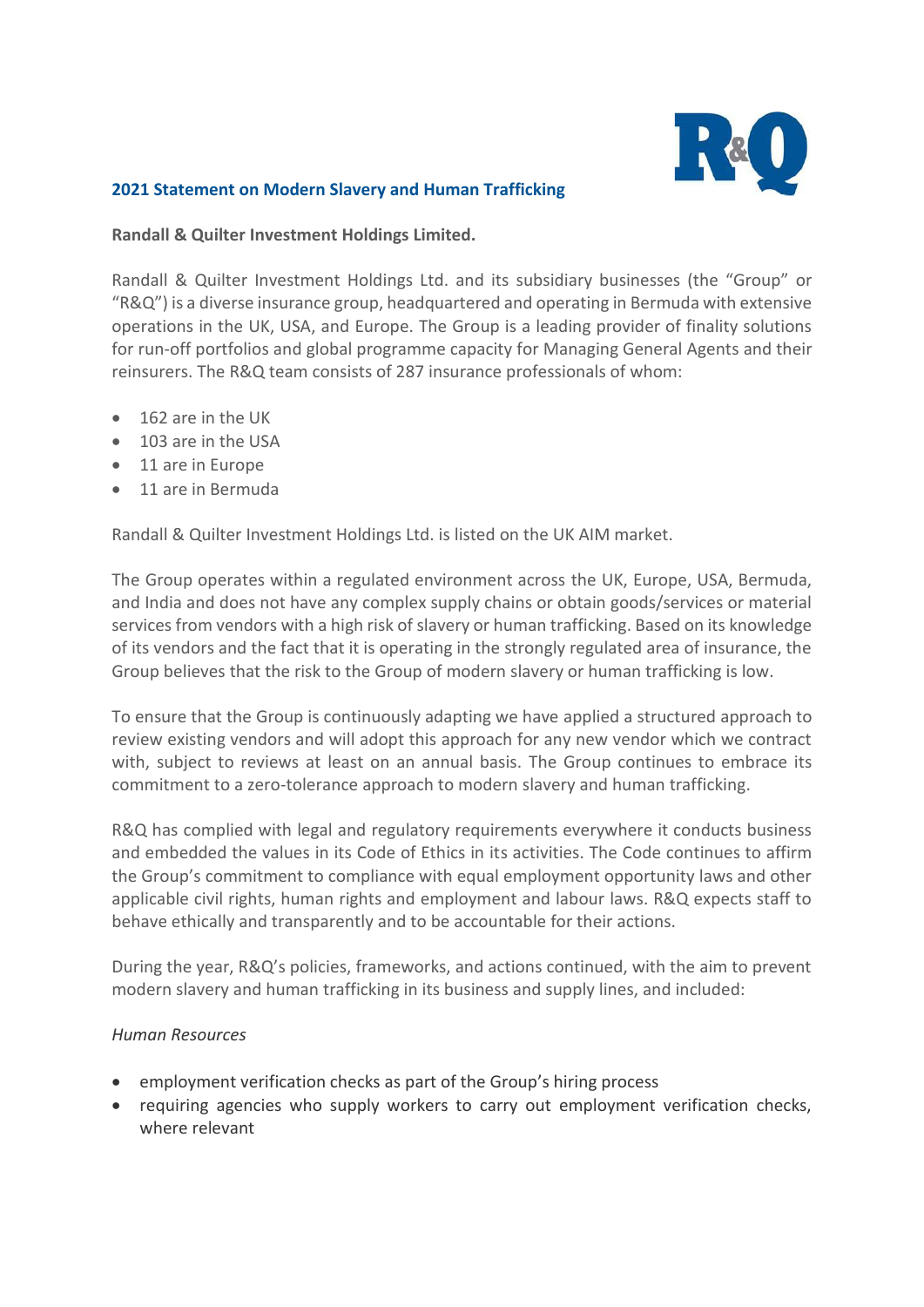## 2021 Statement on Modern Slavery and Human Trafficking

**Randall & Quilter Investment Holdings Limited.**

Randall & Quilter Investment Holdings Ltd. and its subsidiary businesses (the "Group" or "R&Q") is a diverse insurance group, headquartered and operating in Bermuda with extensive operations in the UK, USA, and Europe. The Group is a leading provider of finality solutions for run-off portfolios and global programme capacity for Managing General Agents and their reinsurers. The R&Q team consists of 287 insurance professionals of whom:

- 162 are in the UK
- 103 are in the USA
- 11 are in Europe
- 11 are in Bermuda

Randall & Quilter Investment Holdings Ltd. is listed on the UK AIM market.

The Group operates within a regulated environment across the UK, Europe, USA, Bermuda, and India and does not have any complex supply chains or obtain goods/services or material services from vendors with a high risk of slavery or human trafficking. Based on its knowledge of its vendors and the fact that it is operating in the strongly regulated area of insurance, the Group believes that the risk to the Group of modern slavery or human trafficking is low.

To ensure that the Group is continuously adapting we have applied a structured approach to review existing vendors and will adopt this approach for any new vendor which we contract with, subject to reviews at least on an annual basis. The Group continues to embrace its commitment to a zero-tolerance approach to modern slavery and human trafficking.

R&Q has complied with legal and regulatory requirements everywhere it conducts business and embedded the values in its Code of Ethics in its activities. The Code continues to affirm the Group's commitment to compliance with equal employment opportunity laws and other applicable civil rights, human rights and employment and labour laws. R&Q expects staff to behave ethically and transparently and to be accountable for their actions.

During the year, R&Q's policies, frameworks, and actions continued, with the aim to prevent modern slavery and human trafficking in its business and supply lines, and included:

*Human Resources*

- employment verification checks as part of the Group's hiring process
- requiring agencies who supply workers to carry out employment verification checks, where relevant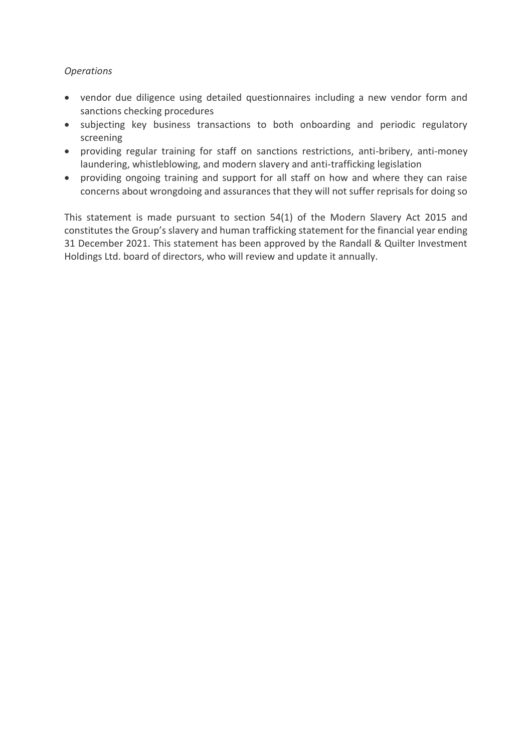*Operations*

- vendor due diligence using detailed questionnaires including a new vendor form and sanctions checking procedures
- subjecting key business transactions to both onboarding and periodic regulatory screening
- providing regular training for staff on sanctions restrictions, anti-bribery, anti-money laundering, whistleblowing, and modern slavery and anti-trafficking legislation
- providing ongoing training and support for all staff on how and where they can raise concerns about wrongdoing and assurances that they will not suffer reprisals for doing so

This statement is made pursuant to section 54(1) of the Modern Slavery Act 2015 and constitutes the Group's slavery and human trafficking statement for the financial year ending 31 December 2021. This statement has been approved by the Randall & Quilter Investment Holdings Ltd. board of directors, who will review and update it annually.